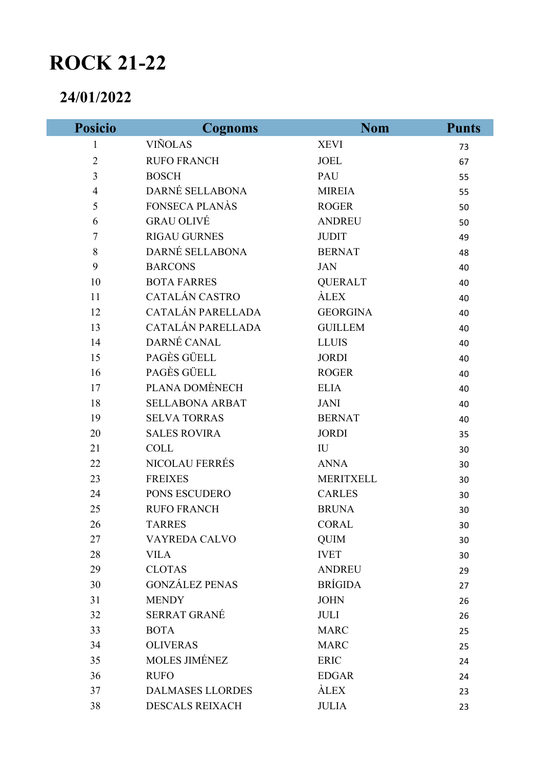# ROCK 21-22

## 24/01/2022

| Posicio | Cognoms | Nom | Punts |
|---|---|---|---|
| 1 | VIÑOLAS | XEVI | 73 |
| 2 | RUFO FRANCH | JOEL | 67 |
| 3 | BOSCH | PAU | 55 |
| 4 | DARNÉ SELLABONA | MIREIA | 55 |
| 5 | FONSECA PLANÀS | ROGER | 50 |
| 6 | GRAU OLIVÉ | ANDREU | 50 |
| 7 | RIGAU GURNES | JUDIT | 49 |
| 8 | DARNÉ SELLABONA | BERNAT | 48 |
| 9 | BARCONS | JAN | 40 |
| 10 | BOTA FARRES | QUERALT | 40 |
| 11 | CATALÁN CASTRO | ÀLEX | 40 |
| 12 | CATALÁN PARELLADA | GEORGINA | 40 |
| 13 | CATALÁN PARELLADA | GUILLEM | 40 |
| 14 | DARNÉ CANAL | LLUIS | 40 |
| 15 | PAGÈS GÜELL | JORDI | 40 |
| 16 | PAGÈS GÜELL | ROGER | 40 |
| 17 | PLANA DOMÈNECH | ELIA | 40 |
| 18 | SELLABONA ARBAT | JANI | 40 |
| 19 | SELVA TORRAS | BERNAT | 40 |
| 20 | SALES ROVIRA | JORDI | 35 |
| 21 | COLL | IU | 30 |
| 22 | NICOLAU FERRÉS | ANNA | 30 |
| 23 | FREIXES | MERITXELL | 30 |
| 24 | PONS ESCUDERO | CARLES | 30 |
| 25 | RUFO FRANCH | BRUNA | 30 |
| 26 | TARRES | CORAL | 30 |
| 27 | VAYREDA CALVO | QUIM | 30 |
| 28 | VILA | IVET | 30 |
| 29 | CLOTAS | ANDREU | 29 |
| 30 | GONZÁLEZ PENAS | BRÍGIDA | 27 |
| 31 | MENDY | JOHN | 26 |
| 32 | SERRAT GRANÉ | JULI | 26 |
| 33 | BOTA | MARC | 25 |
| 34 | OLIVERAS | MARC | 25 |
| 35 | MOLES JIMÉNEZ | ERIC | 24 |
| 36 | RUFO | EDGAR | 24 |
| 37 | DALMASES LLORDES | ÀLEX | 23 |
| 38 | DESCALS REIXACH | JULIA | 23 |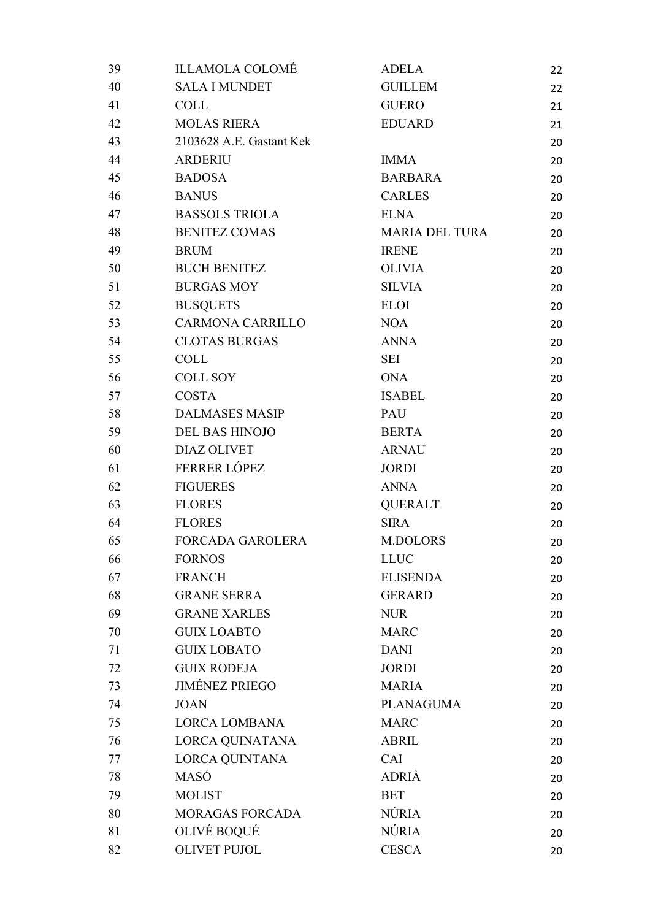| | | | |
|---|---|---|---|
| 39 | ILLAMOLA COLOMÉ | ADELA | 22 |
| 40 | SALA I MUNDET | GUILLEM | 22 |
| 41 | COLL | GUERO | 21 |
| 42 | MOLAS RIERA | EDUARD | 21 |
| 43 | 2103628 A.E. Gastant Kek | | 20 |
| 44 | ARDERIU | IMMA | 20 |
| 45 | BADOSA | BARBARA | 20 |
| 46 | BANUS | CARLES | 20 |
| 47 | BASSOLS TRIOLA | ELNA | 20 |
| 48 | BENITEZ COMAS | MARIA DEL TURA | 20 |
| 49 | BRUM | IRENE | 20 |
| 50 | BUCH BENITEZ | OLIVIA | 20 |
| 51 | BURGAS MOY | SILVIA | 20 |
| 52 | BUSQUETS | ELOI | 20 |
| 53 | CARMONA CARRILLO | NOA | 20 |
| 54 | CLOTAS BURGAS | ANNA | 20 |
| 55 | COLL | SEI | 20 |
| 56 | COLL SOY | ONA | 20 |
| 57 | COSTA | ISABEL | 20 |
| 58 | DALMASES MASIP | PAU | 20 |
| 59 | DEL BAS HINOJO | BERTA | 20 |
| 60 | DIAZ OLIVET | ARNAU | 20 |
| 61 | FERRER LÓPEZ | JORDI | 20 |
| 62 | FIGUERES | ANNA | 20 |
| 63 | FLORES | QUERALT | 20 |
| 64 | FLORES | SIRA | 20 |
| 65 | FORCADA GAROLERA | M.DOLORS | 20 |
| 66 | FORNOS | LLUC | 20 |
| 67 | FRANCH | ELISENDA | 20 |
| 68 | GRANE SERRA | GERARD | 20 |
| 69 | GRANE XARLES | NUR | 20 |
| 70 | GUIX LOABTO | MARC | 20 |
| 71 | GUIX LOBATO | DANI | 20 |
| 72 | GUIX RODEJA | JORDI | 20 |
| 73 | JIMÉNEZ PRIEGO | MARIA | 20 |
| 74 | JOAN | PLANAGUMA | 20 |
| 75 | LORCA LOMBANA | MARC | 20 |
| 76 | LORCA QUINATANA | ABRIL | 20 |
| 77 | LORCA QUINTANA | CAI | 20 |
| 78 | MASÓ | ADRIÀ | 20 |
| 79 | MOLIST | BET | 20 |
| 80 | MORAGAS FORCADA | NÚRIA | 20 |
| 81 | OLIVÉ BOQUÉ | NÚRIA | 20 |
| 82 | OLIVET PUJOL | CESCA | 20 |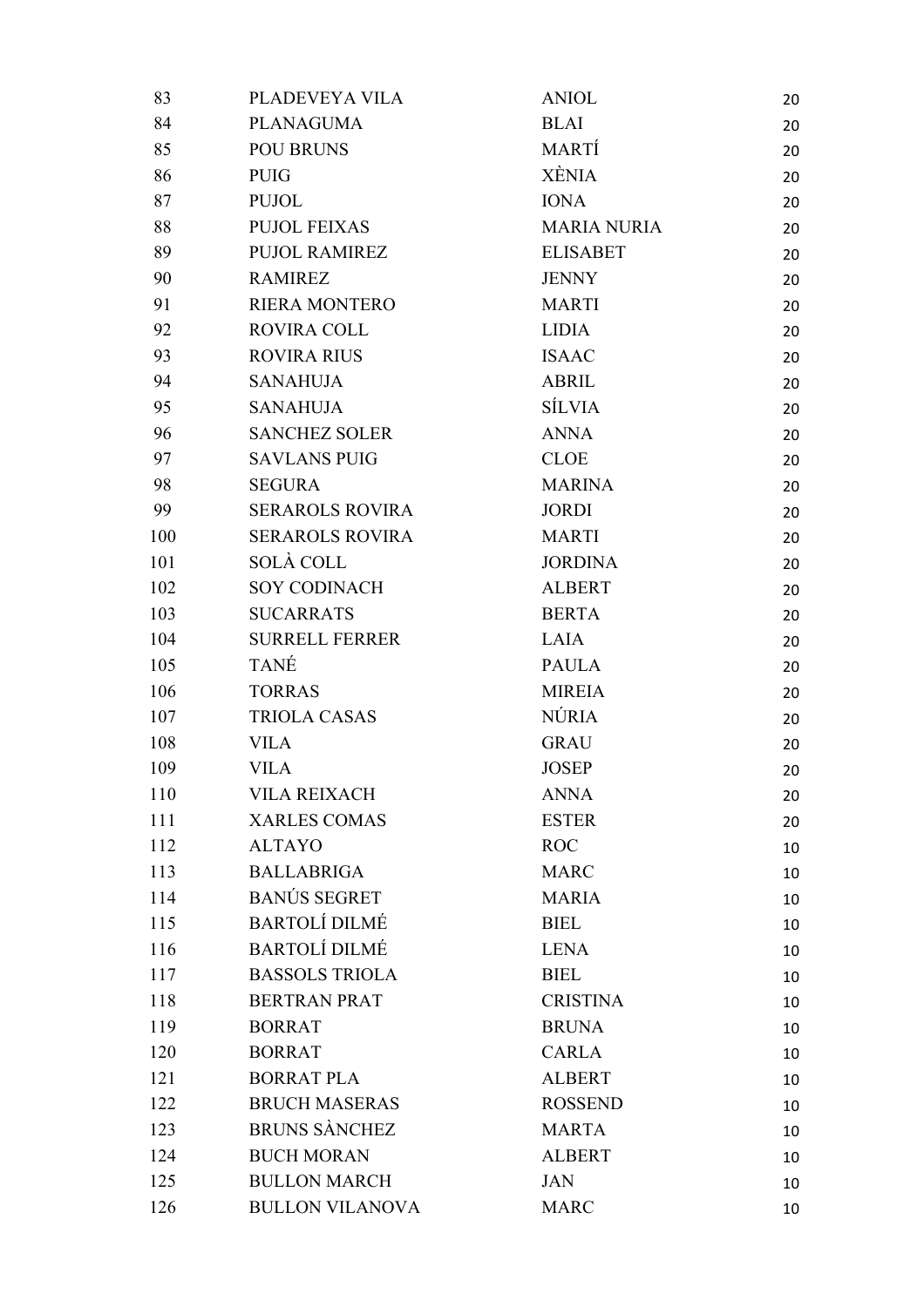| | | | |
|---|---|---|---|
| 83 | PLADEVEYA VILA | ANIOL | 20 |
| 84 | PLANAGUMA | BLAI | 20 |
| 85 | POU BRUNS | MARTÍ | 20 |
| 86 | PUIG | XÈNIA | 20 |
| 87 | PUJOL | IONA | 20 |
| 88 | PUJOL FEIXAS | MARIA NURIA | 20 |
| 89 | PUJOL RAMIREZ | ELISABET | 20 |
| 90 | RAMIREZ | JENNY | 20 |
| 91 | RIERA MONTERO | MARTI | 20 |
| 92 | ROVIRA COLL | LIDIA | 20 |
| 93 | ROVIRA RIUS | ISAAC | 20 |
| 94 | SANAHUJA | ABRIL | 20 |
| 95 | SANAHUJA | SÍLVIA | 20 |
| 96 | SANCHEZ SOLER | ANNA | 20 |
| 97 | SAVLANS PUIG | CLOE | 20 |
| 98 | SEGURA | MARINA | 20 |
| 99 | SERAROLS ROVIRA | JORDI | 20 |
| 100 | SERAROLS ROVIRA | MARTI | 20 |
| 101 | SOLÀ COLL | JORDINA | 20 |
| 102 | SOY CODINACH | ALBERT | 20 |
| 103 | SUCARRATS | BERTA | 20 |
| 104 | SURRELL FERRER | LAIA | 20 |
| 105 | TANÉ | PAULA | 20 |
| 106 | TORRAS | MIREIA | 20 |
| 107 | TRIOLA CASAS | NÚRIA | 20 |
| 108 | VILA | GRAU | 20 |
| 109 | VILA | JOSEP | 20 |
| 110 | VILA REIXACH | ANNA | 20 |
| 111 | XARLES COMAS | ESTER | 20 |
| 112 | ALTAYO | ROC | 10 |
| 113 | BALLABRIGA | MARC | 10 |
| 114 | BANÚS SEGRET | MARIA | 10 |
| 115 | BARTOLÍ DILMÉ | BIEL | 10 |
| 116 | BARTOLÍ DILMÉ | LENA | 10 |
| 117 | BASSOLS TRIOLA | BIEL | 10 |
| 118 | BERTRAN PRAT | CRISTINA | 10 |
| 119 | BORRAT | BRUNA | 10 |
| 120 | BORRAT | CARLA | 10 |
| 121 | BORRAT PLA | ALBERT | 10 |
| 122 | BRUCH MASERAS | ROSSEND | 10 |
| 123 | BRUNS SÀNCHEZ | MARTA | 10 |
| 124 | BUCH MORAN | ALBERT | 10 |
| 125 | BULLON MARCH | JAN | 10 |
| 126 | BULLON VILANOVA | MARC | 10 |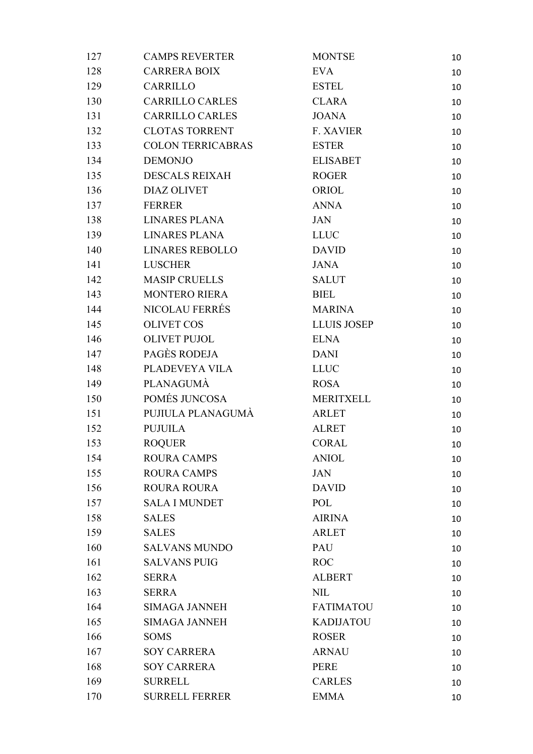| | | | |
|---|---|---|---|
| 127 | CAMPS REVERTER | MONTSE | 10 |
| 128 | CARRERA BOIX | EVA | 10 |
| 129 | CARRILLO | ESTEL | 10 |
| 130 | CARRILLO CARLES | CLARA | 10 |
| 131 | CARRILLO CARLES | JOANA | 10 |
| 132 | CLOTAS TORRENT | F. XAVIER | 10 |
| 133 | COLON TERRICABRAS | ESTER | 10 |
| 134 | DEMONJO | ELISABET | 10 |
| 135 | DESCALS REIXAH | ROGER | 10 |
| 136 | DIAZ OLIVET | ORIOL | 10 |
| 137 | FERRER | ANNA | 10 |
| 138 | LINARES PLANA | JAN | 10 |
| 139 | LINARES PLANA | LLUC | 10 |
| 140 | LINARES REBOLLO | DAVID | 10 |
| 141 | LUSCHER | JANA | 10 |
| 142 | MASIP CRUELLS | SALUT | 10 |
| 143 | MONTERO RIERA | BIEL | 10 |
| 144 | NICOLAU FERRÉS | MARINA | 10 |
| 145 | OLIVET COS | LLUIS JOSEP | 10 |
| 146 | OLIVET PUJOL | ELNA | 10 |
| 147 | PAGÈS RODEJA | DANI | 10 |
| 148 | PLADEVEYA VILA | LLUC | 10 |
| 149 | PLANAGUMÀ | ROSA | 10 |
| 150 | POMÉS JUNCOSA | MERITXELL | 10 |
| 151 | PUJIULA PLANAGUMÀ | ARLET | 10 |
| 152 | PUJUILA | ALRET | 10 |
| 153 | ROQUER | CORAL | 10 |
| 154 | ROURA CAMPS | ANIOL | 10 |
| 155 | ROURA CAMPS | JAN | 10 |
| 156 | ROURA ROURA | DAVID | 10 |
| 157 | SALA I MUNDET | POL | 10 |
| 158 | SALES | AIRINA | 10 |
| 159 | SALES | ARLET | 10 |
| 160 | SALVANS MUNDO | PAU | 10 |
| 161 | SALVANS PUIG | ROC | 10 |
| 162 | SERRA | ALBERT | 10 |
| 163 | SERRA | NIL | 10 |
| 164 | SIMAGA JANNEH | FATIMATOU | 10 |
| 165 | SIMAGA JANNEH | KADIJATOU | 10 |
| 166 | SOMS | ROSER | 10 |
| 167 | SOY CARRERA | ARNAU | 10 |
| 168 | SOY CARRERA | PERE | 10 |
| 169 | SURRELL | CARLES | 10 |
| 170 | SURRELL FERRER | EMMA | 10 |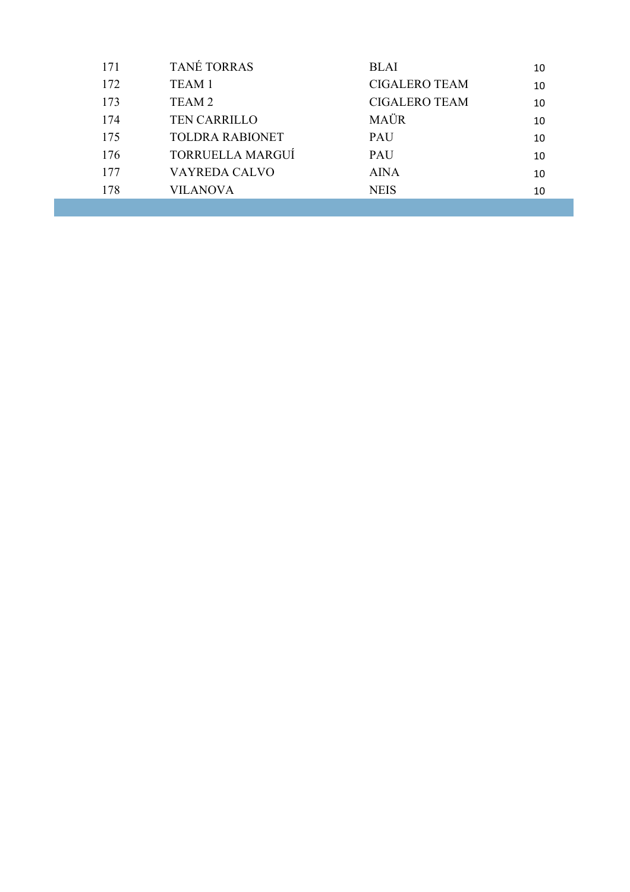| | | | |
|---|---|---|---|
| 171 | TANÉ TORRAS | BLAI | 10 |
| 172 | TEAM 1 | CIGALERO TEAM | 10 |
| 173 | TEAM 2 | CIGALERO TEAM | 10 |
| 174 | TEN CARRILLO | MAÜR | 10 |
| 175 | TOLDRA RABIONET | PAU | 10 |
| 176 | TORRUELLA MARGUÍ | PAU | 10 |
| 177 | VAYREDA CALVO | AINA | 10 |
| 178 | VILANOVA | NEIS | 10 |